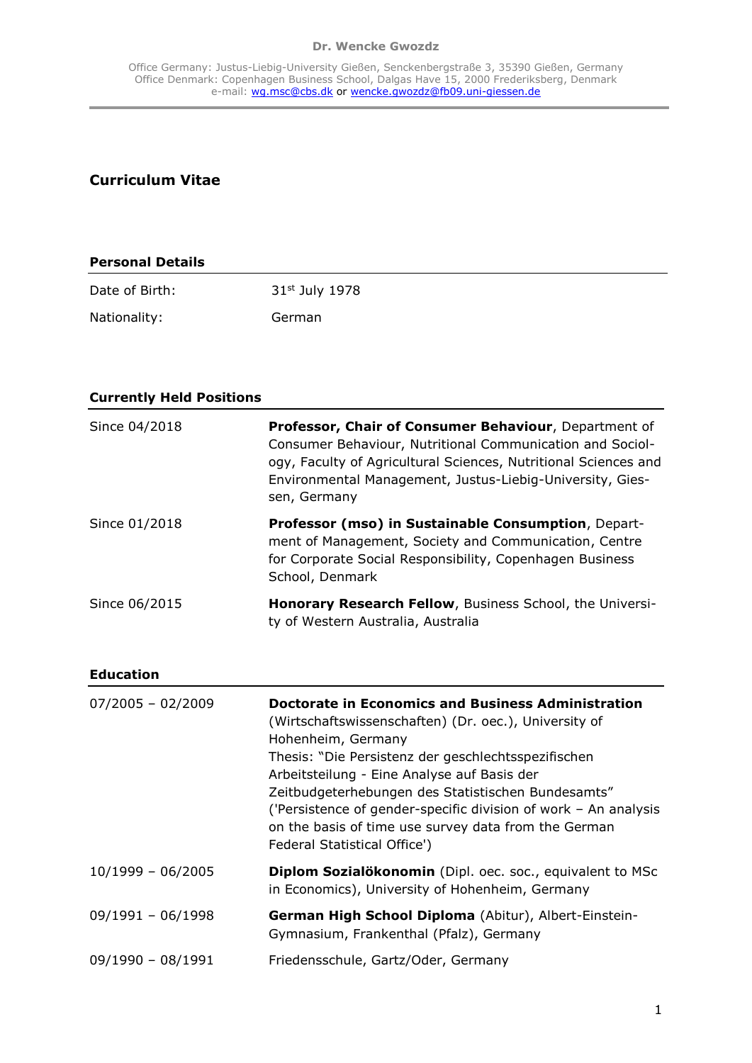**Dr. Wencke Gwozdz**

Office Germany: Justus-Liebig-University Gießen, Senckenbergstraße 3, 35390 Gießen, Germany
Office Denmark: Copenhagen Business School, Dalgas Have 15, 2000 Frederiksberg, Denmark
e-mail: wg.msc@cbs.dk or wencke.gwozdz@fb09.uni-giessen.de

# Curriculum Vitae

## Personal Details

| | |
|---|---|
| Date of Birth: | 31st July 1978 |
| Nationality: | German |

## Currently Held Positions

| | |
|---|---|
| Since 04/2018 | **Professor, Chair of Consumer Behaviour**, Department of Consumer Behaviour, Nutritional Communication and Sociology, Faculty of Agricultural Sciences, Nutritional Sciences and Environmental Management, Justus-Liebig-University, Giessen, Germany |
| Since 01/2018 | **Professor (mso) in Sustainable Consumption**, Department of Management, Society and Communication, Centre for Corporate Social Responsibility, Copenhagen Business School, Denmark |
| Since 06/2015 | **Honorary Research Fellow**, Business School, the University of Western Australia, Australia |

## Education

| | |
|---|---|
| 07/2005 – 02/2009 | **Doctorate in Economics and Business Administration** (Wirtschaftswissenschaften) (Dr. oec.), University of Hohenheim, Germany<br>Thesis: "Die Persistenz der geschlechtsspezifischen Arbeitsteilung - Eine Analyse auf Basis der Zeitbudgeterhebungen des Statistischen Bundesamts" ('Persistence of gender-specific division of work – An analysis on the basis of time use survey data from the German Federal Statistical Office') |
| 10/1999 – 06/2005 | **Diplom Sozialökonomin** (Dipl. oec. soc., equivalent to MSc in Economics), University of Hohenheim, Germany |
| 09/1991 – 06/1998 | **German High School Diploma** (Abitur), Albert-Einstein-Gymnasium, Frankenthal (Pfalz), Germany |
| 09/1990 – 08/1991 | Friedensschule, Gartz/Oder, Germany |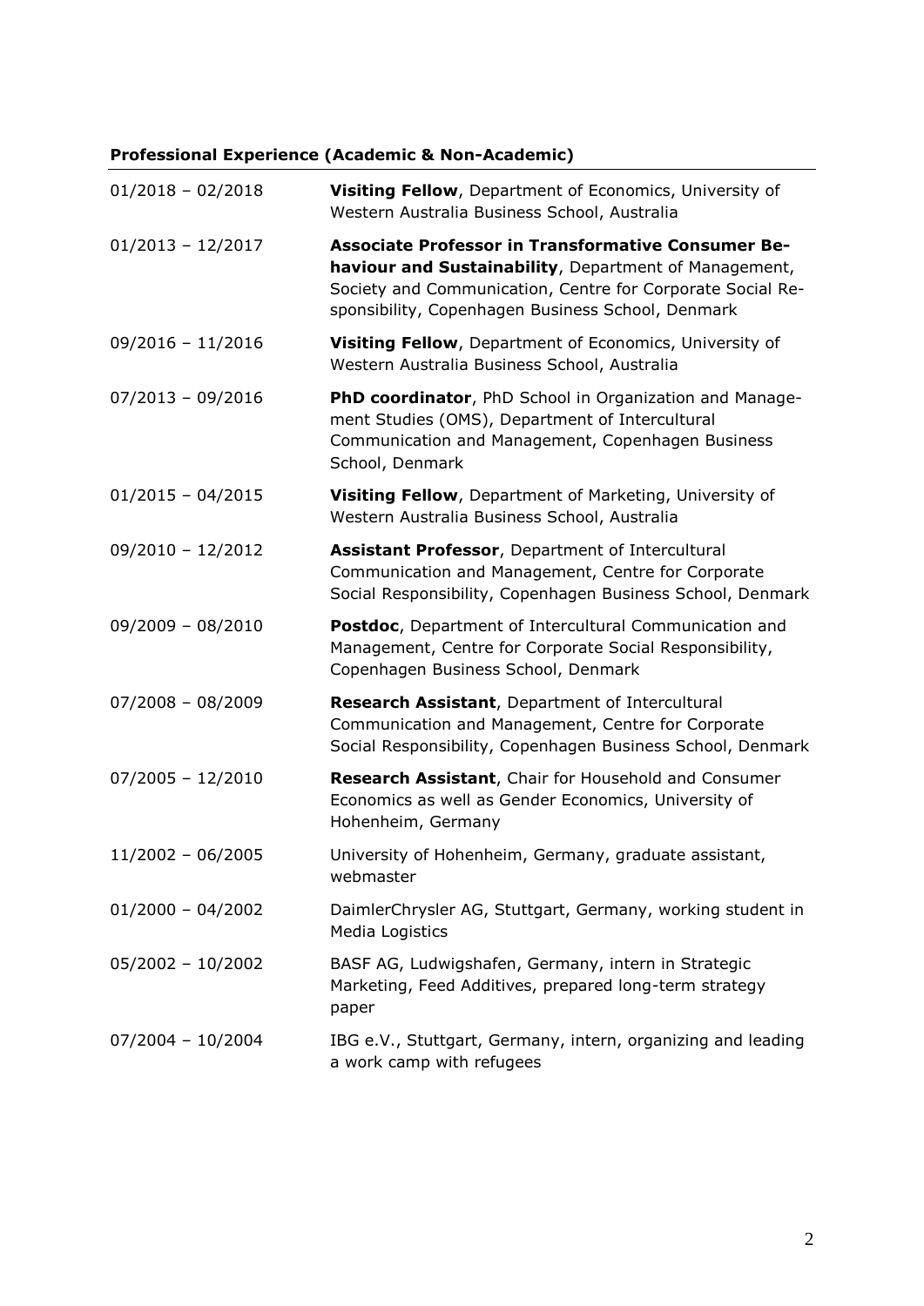## Professional Experience (Academic & Non-Academic)

| | |
|---|---|
| 01/2018 – 02/2018 | **Visiting Fellow**, Department of Economics, University of Western Australia Business School, Australia |
| 01/2013 – 12/2017 | **Associate Professor in Transformative Consumer Behaviour and Sustainability**, Department of Management, Society and Communication, Centre for Corporate Social Responsibility, Copenhagen Business School, Denmark |
| 09/2016 – 11/2016 | **Visiting Fellow**, Department of Economics, University of Western Australia Business School, Australia |
| 07/2013 – 09/2016 | **PhD coordinator**, PhD School in Organization and Management Studies (OMS), Department of Intercultural Communication and Management, Copenhagen Business School, Denmark |
| 01/2015 – 04/2015 | **Visiting Fellow**, Department of Marketing, University of Western Australia Business School, Australia |
| 09/2010 – 12/2012 | **Assistant Professor**, Department of Intercultural Communication and Management, Centre for Corporate Social Responsibility, Copenhagen Business School, Denmark |
| 09/2009 – 08/2010 | **Postdoc**, Department of Intercultural Communication and Management, Centre for Corporate Social Responsibility, Copenhagen Business School, Denmark |
| 07/2008 – 08/2009 | **Research Assistant**, Department of Intercultural Communication and Management, Centre for Corporate Social Responsibility, Copenhagen Business School, Denmark |
| 07/2005 – 12/2010 | **Research Assistant**, Chair for Household and Consumer Economics as well as Gender Economics, University of Hohenheim, Germany |
| 11/2002 – 06/2005 | University of Hohenheim, Germany, graduate assistant, webmaster |
| 01/2000 – 04/2002 | DaimlerChrysler AG, Stuttgart, Germany, working student in Media Logistics |
| 05/2002 – 10/2002 | BASF AG, Ludwigshafen, Germany, intern in Strategic Marketing, Feed Additives, prepared long-term strategy paper |
| 07/2004 – 10/2004 | IBG e.V., Stuttgart, Germany, intern, organizing and leading a work camp with refugees |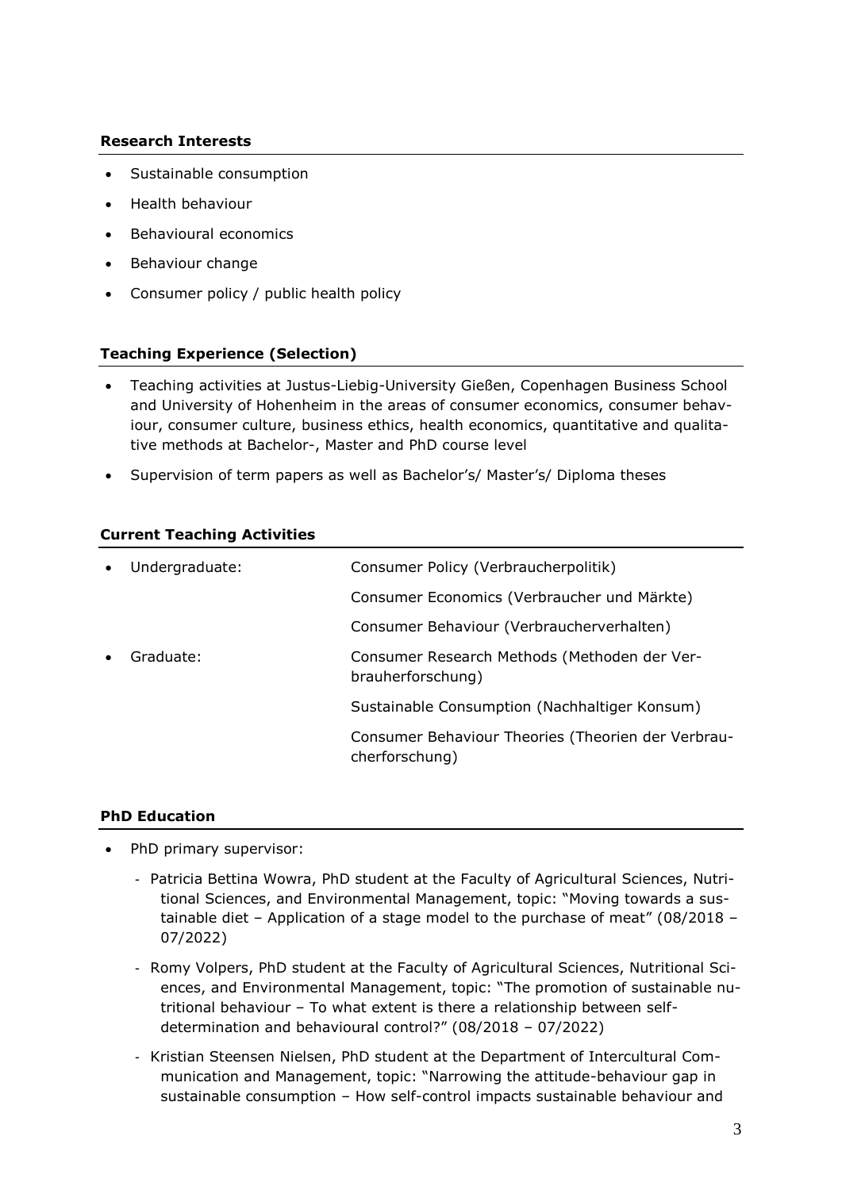**Research Interests**

- Sustainable consumption
- Health behaviour
- Behavioural economics
- Behaviour change
- Consumer policy / public health policy

**Teaching Experience (Selection)**

- Teaching activities at Justus-Liebig-University Gießen, Copenhagen Business School and University of Hohenheim in the areas of consumer economics, consumer behaviour, consumer culture, business ethics, health economics, quantitative and qualitative methods at Bachelor-, Master and PhD course level
- Supervision of term papers as well as Bachelor's/ Master's/ Diploma theses

**Current Teaching Activities**

- Undergraduate:
  - Consumer Policy (Verbraucherpolitik)
  - Consumer Economics (Verbraucher und Märkte)
  - Consumer Behaviour (Verbraucherverhalten)
- Graduate:
  - Consumer Research Methods (Methoden der Verbrauherforschung)
  - Sustainable Consumption (Nachhaltiger Konsum)
  - Consumer Behaviour Theories (Theorien der Verbraucherforschung)

**PhD Education**

- PhD primary supervisor:
  - Patricia Bettina Wowra, PhD student at the Faculty of Agricultural Sciences, Nutritional Sciences, and Environmental Management, topic: "Moving towards a sustainable diet – Application of a stage model to the purchase of meat" (08/2018 – 07/2022)
  - Romy Volpers, PhD student at the Faculty of Agricultural Sciences, Nutritional Sciences, and Environmental Management, topic: "The promotion of sustainable nutritional behaviour – To what extent is there a relationship between self-determination and behavioural control?" (08/2018 – 07/2022)
  - Kristian Steensen Nielsen, PhD student at the Department of Intercultural Communication and Management, topic: "Narrowing the attitude-behaviour gap in sustainable consumption – How self-control impacts sustainable behaviour and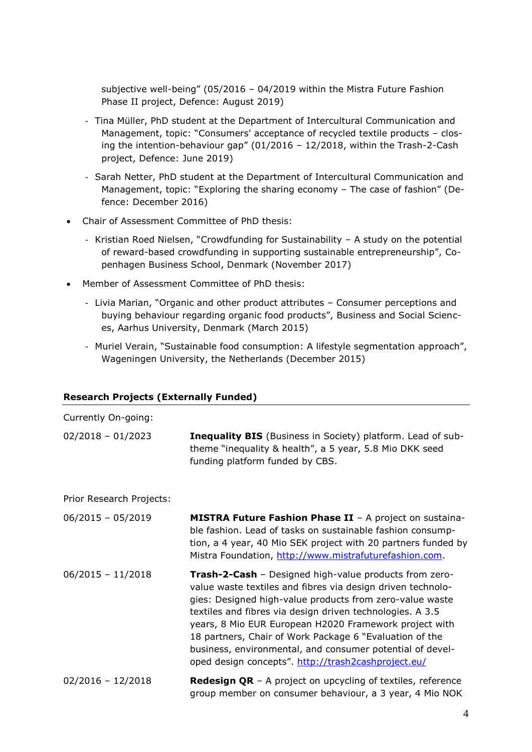subjective well-being" (05/2016 – 04/2019 within the Mistra Future Fashion Phase II project, Defence: August 2019)

- Tina Müller, PhD student at the Department of Intercultural Communication and Management, topic: "Consumers' acceptance of recycled textile products – closing the intention-behaviour gap" (01/2016 – 12/2018, within the Trash-2-Cash project, Defence: June 2019)
- Sarah Netter, PhD student at the Department of Intercultural Communication and Management, topic: "Exploring the sharing economy – The case of fashion" (Defence: December 2016)

- Chair of Assessment Committee of PhD thesis:
  - Kristian Roed Nielsen, "Crowdfunding for Sustainability – A study on the potential of reward-based crowdfunding in supporting sustainable entrepreneurship", Copenhagen Business School, Denmark (November 2017)
- Member of Assessment Committee of PhD thesis:
  - Livia Marian, "Organic and other product attributes – Consumer perceptions and buying behaviour regarding organic food products", Business and Social Sciences, Aarhus University, Denmark (March 2015)
  - Muriel Verain, "Sustainable food consumption: A lifestyle segmentation approach", Wageningen University, the Netherlands (December 2015)

## Research Projects (Externally Funded)

Currently On-going:

| | |
|---|---|
| 02/2018 – 01/2023 | **Inequality BIS** (Business in Society) platform. Lead of sub-theme "inequality & health", a 5 year, 5.8 Mio DKK seed funding platform funded by CBS. |

Prior Research Projects:

| | |
|---|---|
| 06/2015 – 05/2019 | **MISTRA Future Fashion Phase II** – A project on sustainable fashion. Lead of tasks on sustainable fashion consumption, a 4 year, 40 Mio SEK project with 20 partners funded by Mistra Foundation, http://www.mistrafuturefashion.com. |
| 06/2015 – 11/2018 | **Trash-2-Cash** – Designed high-value products from zero-value waste textiles and fibres via design driven technologies: Designed high-value products from zero-value waste textiles and fibres via design driven technologies. A 3.5 years, 8 Mio EUR European H2020 Framework project with 18 partners, Chair of Work Package 6 "Evaluation of the business, environmental, and consumer potential of developed design concepts". http://trash2cashproject.eu/ |
| 02/2016 – 12/2018 | **Redesign QR** – A project on upcycling of textiles, reference group member on consumer behaviour, a 3 year, 4 Mio NOK |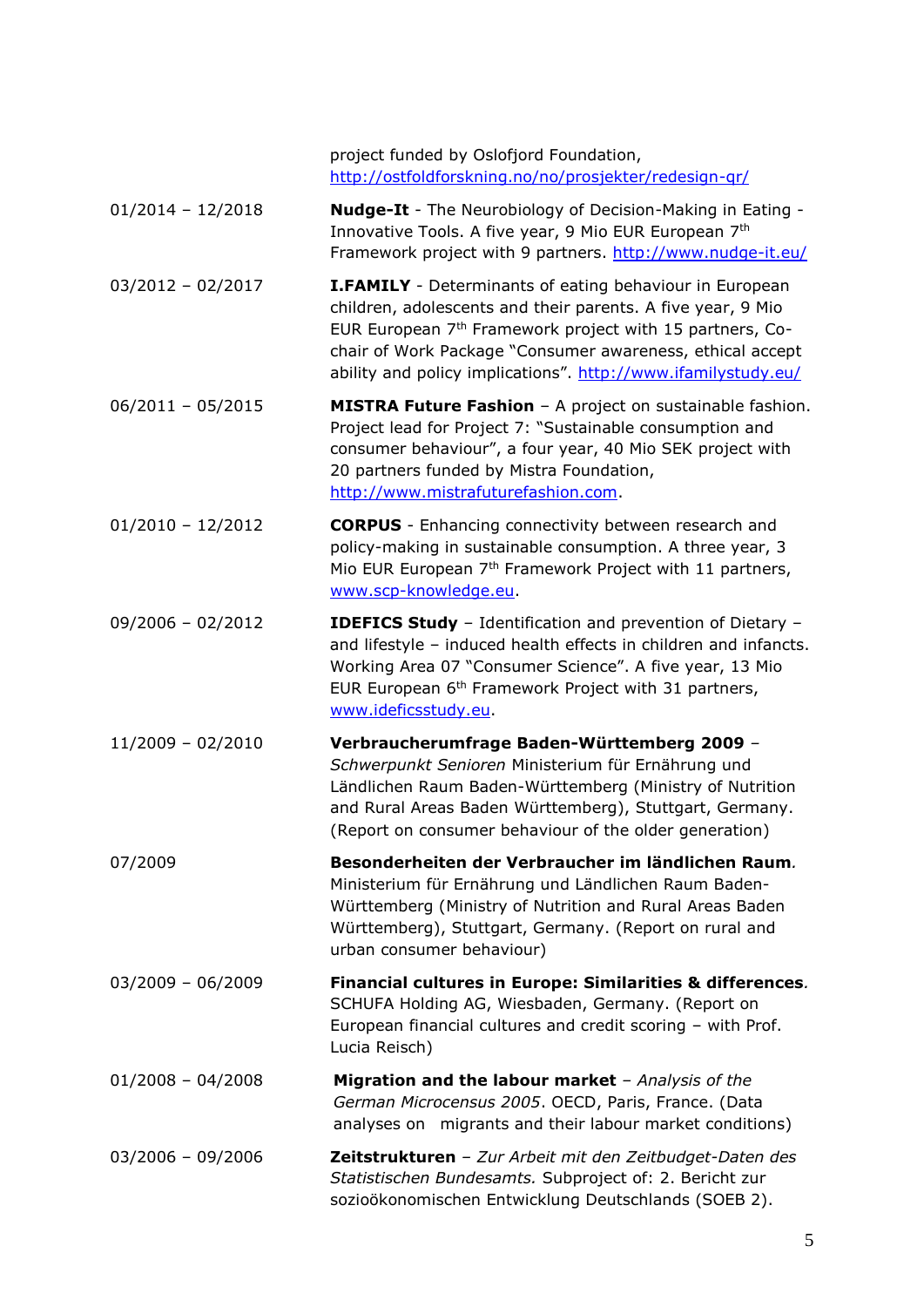| | |
|---|---|
| | project funded by Oslofjord Foundation, http://ostfoldforskning.no/no/prosjekter/redesign-qr/ |
| 01/2014 – 12/2018 | **Nudge-It** - The Neurobiology of Decision-Making in Eating - Innovative Tools. A five year, 9 Mio EUR European 7th Framework project with 9 partners. http://www.nudge-it.eu/ |
| 03/2012 – 02/2017 | **I.FAMILY** - Determinants of eating behaviour in European children, adolescents and their parents. A five year, 9 Mio EUR European 7th Framework project with 15 partners, Co-chair of Work Package "Consumer awareness, ethical accept ability and policy implications". http://www.ifamilystudy.eu/ |
| 06/2011 – 05/2015 | **MISTRA Future Fashion** – A project on sustainable fashion. Project lead for Project 7: "Sustainable consumption and consumer behaviour", a four year, 40 Mio SEK project with 20 partners funded by Mistra Foundation, http://www.mistrafuturefashion.com. |
| 01/2010 – 12/2012 | **CORPUS** - Enhancing connectivity between research and policy-making in sustainable consumption. A three year, 3 Mio EUR European 7th Framework Project with 11 partners, www.scp-knowledge.eu. |
| 09/2006 – 02/2012 | **IDEFICS Study** – Identification and prevention of Dietary – and lifestyle – induced health effects in children and infancts. Working Area 07 "Consumer Science". A five year, 13 Mio EUR European 6th Framework Project with 31 partners, www.ideficsstudy.eu. |
| 11/2009 – 02/2010 | **Verbraucherumfrage Baden-Württemberg 2009** – *Schwerpunkt Senioren* Ministerium für Ernährung und Ländlichen Raum Baden-Württemberg (Ministry of Nutrition and Rural Areas Baden Württemberg), Stuttgart, Germany. (Report on consumer behaviour of the older generation) |
| 07/2009 | **Besonderheiten der Verbraucher im ländlichen Raum**. Ministerium für Ernährung und Ländlichen Raum Baden-Württemberg (Ministry of Nutrition and Rural Areas Baden Württemberg), Stuttgart, Germany. (Report on rural and urban consumer behaviour) |
| 03/2009 – 06/2009 | **Financial cultures in Europe: Similarities & differences**. SCHUFA Holding AG, Wiesbaden, Germany. (Report on European financial cultures and credit scoring – with Prof. Lucia Reisch) |
| 01/2008 – 04/2008 | **Migration and the labour market** – *Analysis of the German Microcensus 2005*. OECD, Paris, France. (Data analyses on migrants and their labour market conditions) |
| 03/2006 – 09/2006 | **Zeitstrukturen** – *Zur Arbeit mit den Zeitbudget-Daten des Statistischen Bundesamts.* Subproject of: 2. Bericht zur sozioökonomischen Entwicklung Deutschlands (SOEB 2). |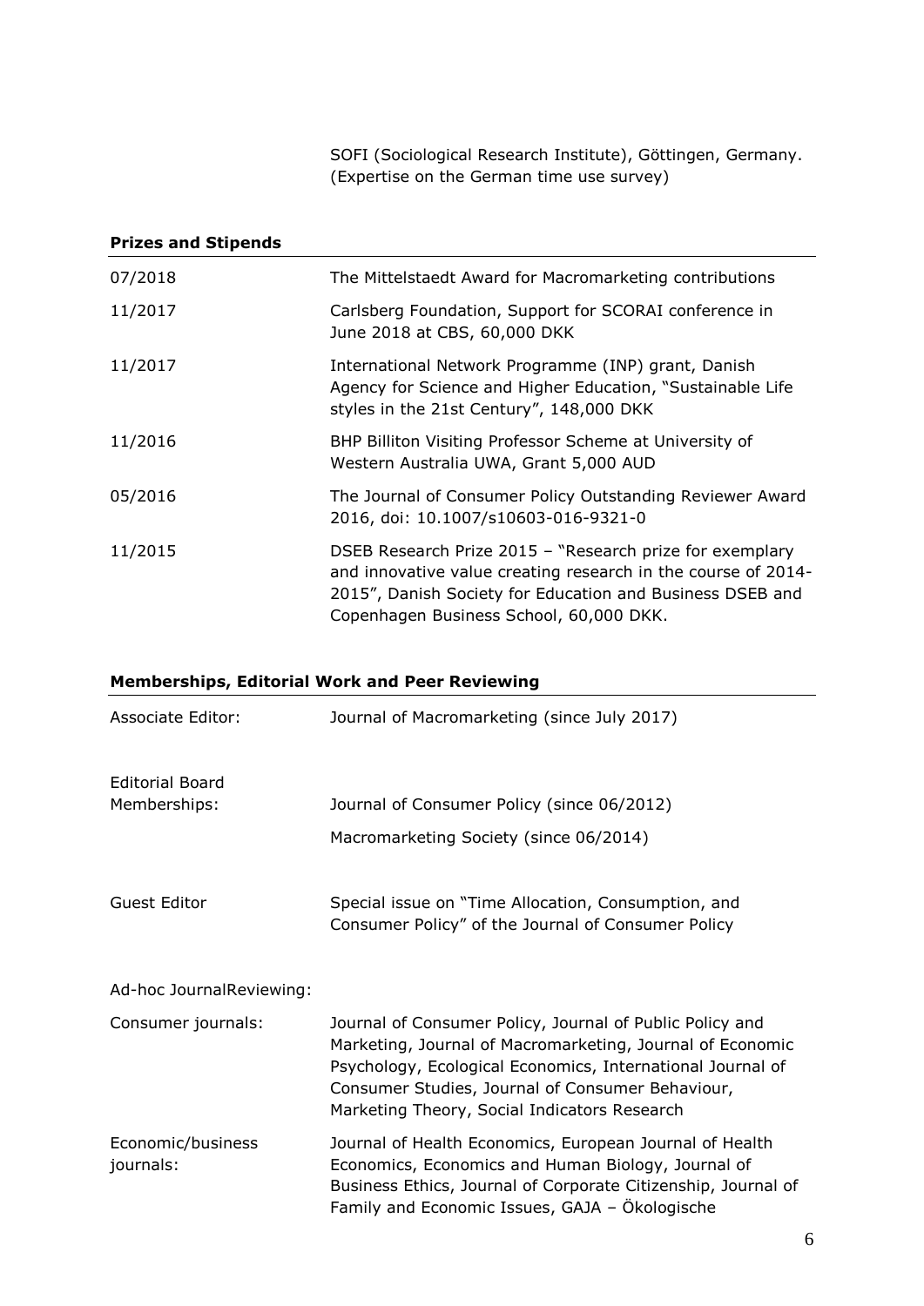SOFI (Sociological Research Institute), Göttingen, Germany. (Expertise on the German time use survey)

**Prizes and Stipends**

| | |
|---|---|
| 07/2018 | The Mittelstaedt Award for Macromarketing contributions |
| 11/2017 | Carlsberg Foundation, Support for SCORAI conference in June 2018 at CBS, 60,000 DKK |
| 11/2017 | International Network Programme (INP) grant, Danish Agency for Science and Higher Education, "Sustainable Life styles in the 21st Century", 148,000 DKK |
| 11/2016 | BHP Billiton Visiting Professor Scheme at University of Western Australia UWA, Grant 5,000 AUD |
| 05/2016 | The Journal of Consumer Policy Outstanding Reviewer Award 2016, doi: 10.1007/s10603-016-9321-0 |
| 11/2015 | DSEB Research Prize 2015 – "Research prize for exemplary and innovative value creating research in the course of 2014-2015", Danish Society for Education and Business DSEB and Copenhagen Business School, 60,000 DKK. |

**Memberships, Editorial Work and Peer Reviewing**

| | |
|---|---|
| Associate Editor: | Journal of Macromarketing (since July 2017) |
| Editorial Board Memberships: | Journal of Consumer Policy (since 06/2012) |
| | Macromarketing Society (since 06/2014) |
| Guest Editor | Special issue on "Time Allocation, Consumption, and Consumer Policy" of the Journal of Consumer Policy |

Ad-hoc JournalReviewing:

| | |
|---|---|
| Consumer journals: | Journal of Consumer Policy, Journal of Public Policy and Marketing, Journal of Macromarketing, Journal of Economic Psychology, Ecological Economics, International Journal of Consumer Studies, Journal of Consumer Behaviour, Marketing Theory, Social Indicators Research |
| Economic/business journals: | Journal of Health Economics, European Journal of Health Economics, Economics and Human Biology, Journal of Business Ethics, Journal of Corporate Citizenship, Journal of Family and Economic Issues, GAJA – Ökologische |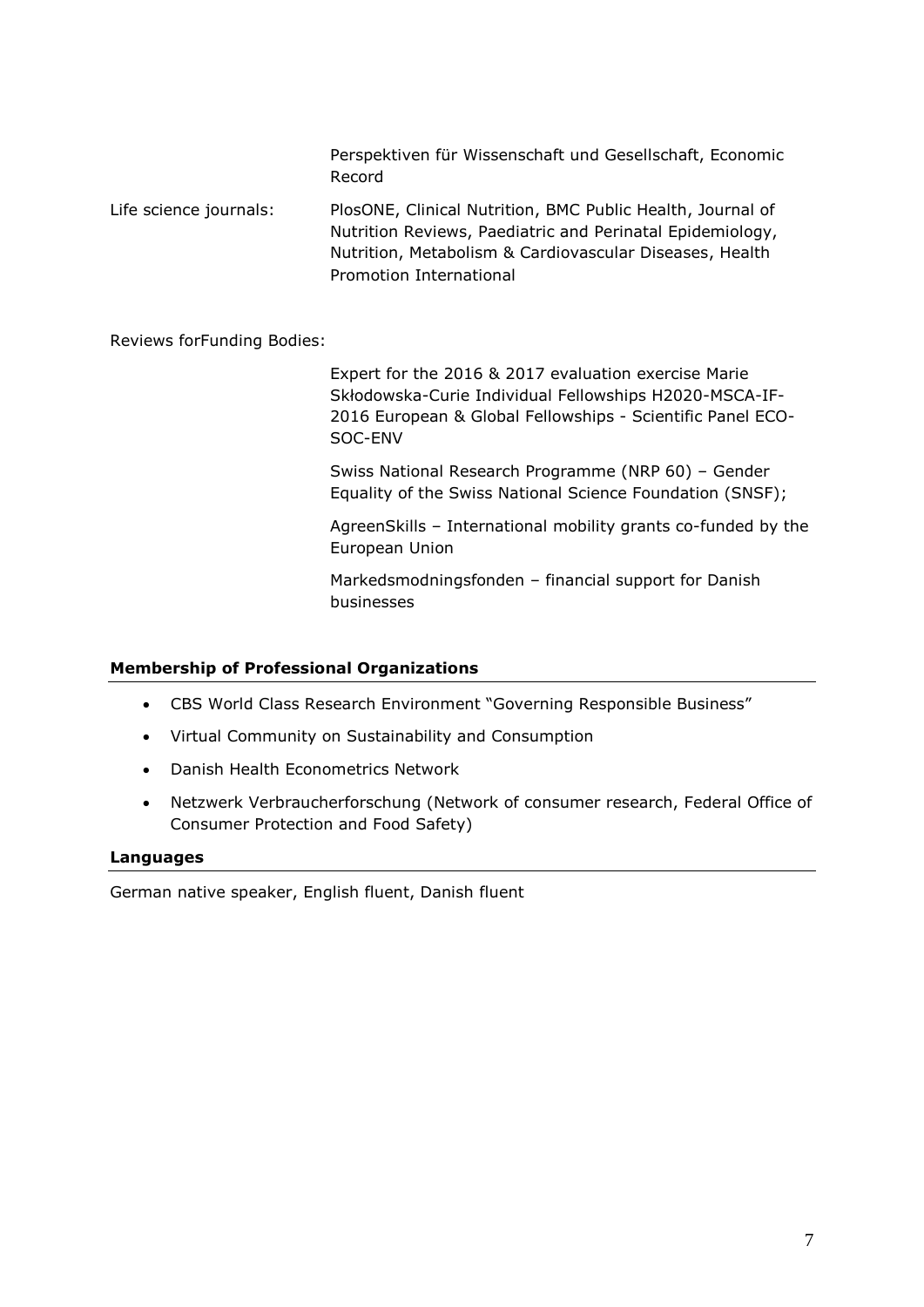Perspektiven für Wissenschaft und Gesellschaft, Economic Record

Life science journals: PlosONE, Clinical Nutrition, BMC Public Health, Journal of Nutrition Reviews, Paediatric and Perinatal Epidemiology, Nutrition, Metabolism & Cardiovascular Diseases, Health Promotion International

Reviews forFunding Bodies:

Expert for the 2016 & 2017 evaluation exercise Marie Skłodowska-Curie Individual Fellowships H2020-MSCA-IF-2016 European & Global Fellowships - Scientific Panel ECO-SOC-ENV

Swiss National Research Programme (NRP 60) – Gender Equality of the Swiss National Science Foundation (SNSF);

AgreenSkills – International mobility grants co-funded by the European Union

Markedsmodningsfonden – financial support for Danish businesses

**Membership of Professional Organizations**

- CBS World Class Research Environment "Governing Responsible Business"
- Virtual Community on Sustainability and Consumption
- Danish Health Econometrics Network
- Netzwerk Verbraucherforschung (Network of consumer research, Federal Office of Consumer Protection and Food Safety)

**Languages**

German native speaker, English fluent, Danish fluent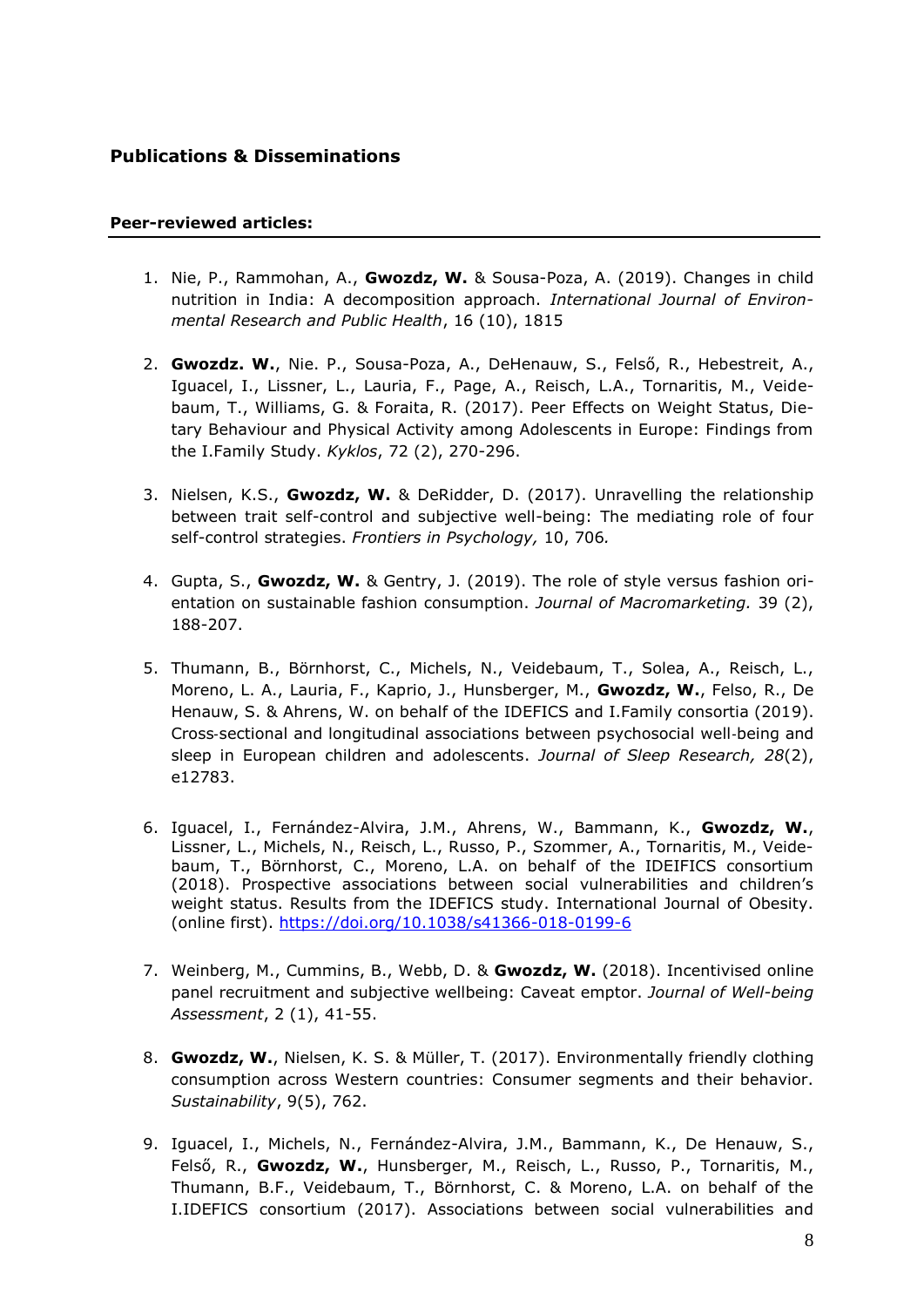## Publications & Disseminations

### Peer-reviewed articles:

1. Nie, P., Rammohan, A., **Gwozdz, W.** & Sousa-Poza, A. (2019). Changes in child nutrition in India: A decomposition approach. *International Journal of Environmental Research and Public Health*, 16 (10), 1815

2. **Gwozdz. W.**, Nie. P., Sousa-Poza, A., DeHenauw, S., Felső, R., Hebestreit, A., Iguacel, I., Lissner, L., Lauria, F., Page, A., Reisch, L.A., Tornaritis, M., Veidebaum, T., Williams, G. & Foraita, R. (2017). Peer Effects on Weight Status, Dietary Behaviour and Physical Activity among Adolescents in Europe: Findings from the I.Family Study. *Kyklos*, 72 (2), 270-296.

3. Nielsen, K.S., **Gwozdz, W.** & DeRidder, D. (2017). Unravelling the relationship between trait self-control and subjective well-being: The mediating role of four self-control strategies. *Frontiers in Psychology,* 10, 706.

4. Gupta, S., **Gwozdz, W.** & Gentry, J. (2019). The role of style versus fashion orientation on sustainable fashion consumption. *Journal of Macromarketing.* 39 (2), 188-207.

5. Thumann, B., Börnhorst, C., Michels, N., Veidebaum, T., Solea, A., Reisch, L., Moreno, L. A., Lauria, F., Kaprio, J., Hunsberger, M., **Gwozdz, W.**, Felso, R., De Henauw, S. & Ahrens, W. on behalf of the IDEFICS and I.Family consortia (2019). Cross‐sectional and longitudinal associations between psychosocial well‐being and sleep in European children and adolescents. *Journal of Sleep Research, 28*(2), e12783.

6. Iguacel, I., Fernández-Alvira, J.M., Ahrens, W., Bammann, K., **Gwozdz, W.**, Lissner, L., Michels, N., Reisch, L., Russo, P., Szommer, A., Tornaritis, M., Veidebaum, T., Börnhorst, C., Moreno, L.A. on behalf of the IDEIFICS consortium (2018). Prospective associations between social vulnerabilities and children's weight status. Results from the IDEFICS study. International Journal of Obesity. (online first). https://doi.org/10.1038/s41366-018-0199-6

7. Weinberg, M., Cummins, B., Webb, D. & **Gwozdz, W.** (2018). Incentivised online panel recruitment and subjective wellbeing: Caveat emptor. *Journal of Well-being Assessment*, 2 (1), 41-55.

8. **Gwozdz, W.**, Nielsen, K. S. & Müller, T. (2017). Environmentally friendly clothing consumption across Western countries: Consumer segments and their behavior. *Sustainability*, 9(5), 762.

9. Iguacel, I., Michels, N., Fernández-Alvira, J.M., Bammann, K., De Henauw, S., Felső, R., **Gwozdz, W.**, Hunsberger, M., Reisch, L., Russo, P., Tornaritis, M., Thumann, B.F., Veidebaum, T., Börnhorst, C. & Moreno, L.A. on behalf of the I.IDEFICS consortium (2017). Associations between social vulnerabilities and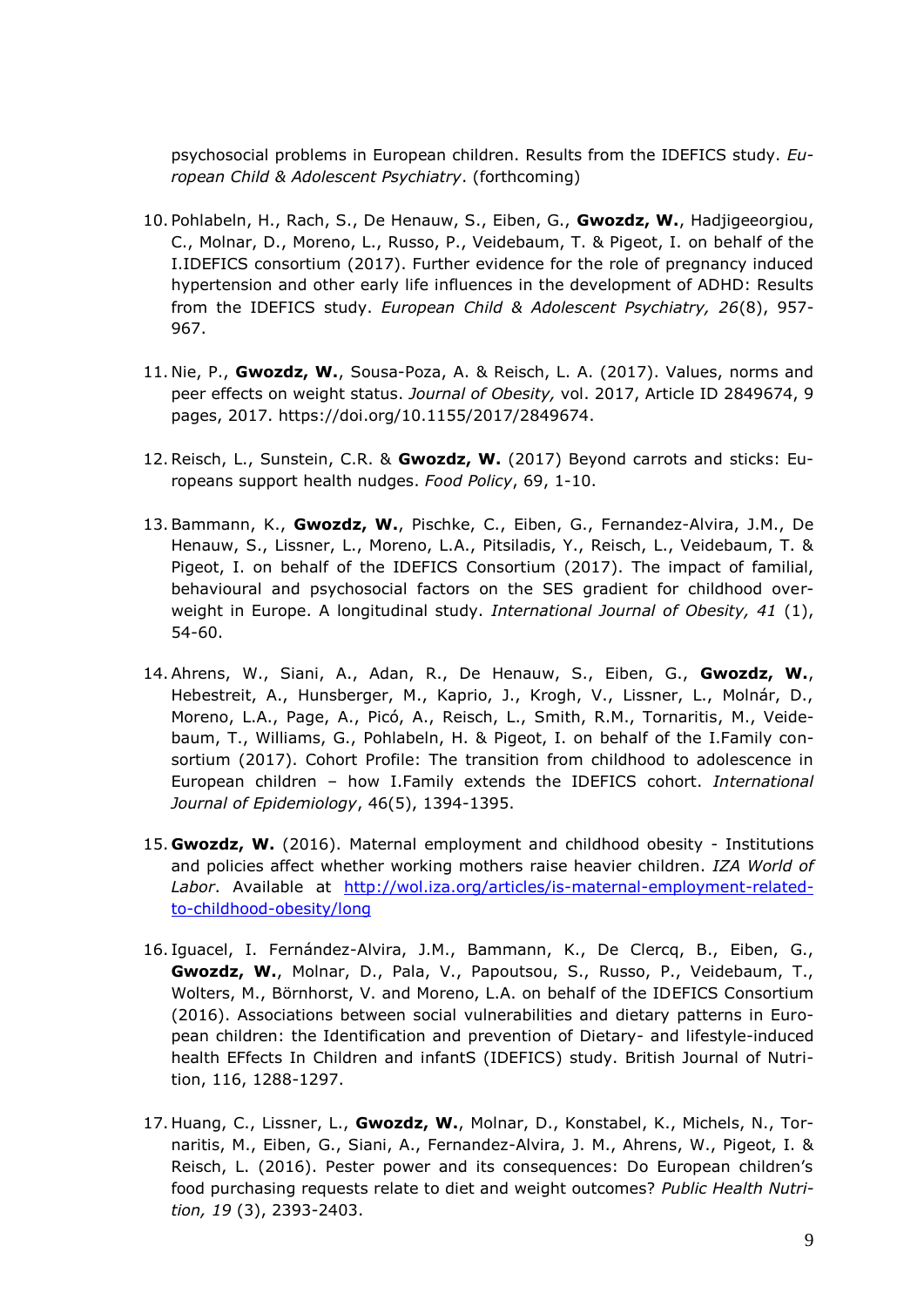psychosocial problems in European children. Results from the IDEFICS study. *European Child & Adolescent Psychiatry*. (forthcoming)

10. Pohlabeln, H., Rach, S., De Henauw, S., Eiben, G., **Gwozdz, W.**, Hadjigeeorgiou, C., Molnar, D., Moreno, L., Russo, P., Veidebaum, T. & Pigeot, I. on behalf of the I.IDEFICS consortium (2017). Further evidence for the role of pregnancy induced hypertension and other early life influences in the development of ADHD: Results from the IDEFICS study. *European Child & Adolescent Psychiatry, 26*(8), 957-967.

11. Nie, P., **Gwozdz, W.**, Sousa-Poza, A. & Reisch, L. A. (2017). Values, norms and peer effects on weight status. *Journal of Obesity,* vol. 2017, Article ID 2849674, 9 pages, 2017. https://doi.org/10.1155/2017/2849674.

12. Reisch, L., Sunstein, C.R. & **Gwozdz, W.** (2017) Beyond carrots and sticks: Europeans support health nudges. *Food Policy*, 69, 1-10.

13. Bammann, K., **Gwozdz, W.**, Pischke, C., Eiben, G., Fernandez-Alvira, J.M., De Henauw, S., Lissner, L., Moreno, L.A., Pitsiladis, Y., Reisch, L., Veidebaum, T. & Pigeot, I. on behalf of the IDEFICS Consortium (2017). The impact of familial, behavioural and psychosocial factors on the SES gradient for childhood overweight in Europe. A longitudinal study. *International Journal of Obesity, 41* (1), 54-60.

14. Ahrens, W., Siani, A., Adan, R., De Henauw, S., Eiben, G., **Gwozdz, W.**, Hebestreit, A., Hunsberger, M., Kaprio, J., Krogh, V., Lissner, L., Molnár, D., Moreno, L.A., Page, A., Picó, A., Reisch, L., Smith, R.M., Tornaritis, M., Veidebaum, T., Williams, G., Pohlabeln, H. & Pigeot, I. on behalf of the I.Family consortium (2017). Cohort Profile: The transition from childhood to adolescence in European children – how I.Family extends the IDEFICS cohort. *International Journal of Epidemiology*, 46(5), 1394-1395.

15. **Gwozdz, W.** (2016). Maternal employment and childhood obesity - Institutions and policies affect whether working mothers raise heavier children. *IZA World of Labor*. Available at [http://wol.iza.org/articles/is-maternal-employment-related-to-childhood-obesity/long](http://wol.iza.org/articles/is-maternal-employment-related-to-childhood-obesity/long)

16. Iguacel, I. Fernández-Alvira, J.M., Bammann, K., De Clercq, B., Eiben, G., **Gwozdz, W.**, Molnar, D., Pala, V., Papoutsou, S., Russo, P., Veidebaum, T., Wolters, M., Börnhorst, V. and Moreno, L.A. on behalf of the IDEFICS Consortium (2016). Associations between social vulnerabilities and dietary patterns in European children: the Identification and prevention of Dietary- and lifestyle-induced health EFfects In Children and infantS (IDEFICS) study. British Journal of Nutrition, 116, 1288-1297.

17. Huang, C., Lissner, L., **Gwozdz, W.**, Molnar, D., Konstabel, K., Michels, N., Tornaritis, M., Eiben, G., Siani, A., Fernandez-Alvira, J. M., Ahrens, W., Pigeot, I. & Reisch, L. (2016). Pester power and its consequences: Do European children's food purchasing requests relate to diet and weight outcomes? *Public Health Nutrition, 19* (3), 2393-2403.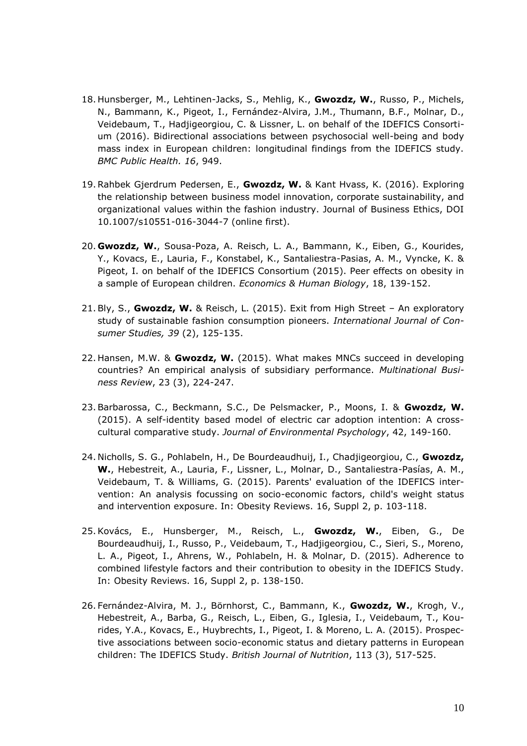18. Hunsberger, M., Lehtinen-Jacks, S., Mehlig, K., **Gwozdz, W.**, Russo, P., Michels, N., Bammann, K., Pigeot, I., Fernández-Alvira, J.M., Thumann, B.F., Molnar, D., Veidebaum, T., Hadjigeorgiou, C. & Lissner, L. on behalf of the IDEFICS Consortium (2016). Bidirectional associations between psychosocial well-being and body mass index in European children: longitudinal findings from the IDEFICS study. *BMC Public Health. 16*, 949.

19. Rahbek Gjerdrum Pedersen, E., **Gwozdz, W.** & Kant Hvass, K. (2016). Exploring the relationship between business model innovation, corporate sustainability, and organizational values within the fashion industry. Journal of Business Ethics, DOI 10.1007/s10551-016-3044-7 (online first).

20. **Gwozdz, W.**, Sousa-Poza, A. Reisch, L. A., Bammann, K., Eiben, G., Kourides, Y., Kovacs, E., Lauria, F., Konstabel, K., Santaliestra-Pasias, A. M., Vyncke, K. & Pigeot, I. on behalf of the IDEFICS Consortium (2015). Peer effects on obesity in a sample of European children. *Economics & Human Biology*, 18, 139-152.

21. Bly, S., **Gwozdz, W.** & Reisch, L. (2015). Exit from High Street – An exploratory study of sustainable fashion consumption pioneers. *International Journal of Consumer Studies, 39* (2), 125-135.

22. Hansen, M.W. & **Gwozdz, W.** (2015). What makes MNCs succeed in developing countries? An empirical analysis of subsidiary performance. *Multinational Business Review*, 23 (3), 224-247.

23. Barbarossa, C., Beckmann, S.C., De Pelsmacker, P., Moons, I. & **Gwozdz, W.** (2015). A self-identity based model of electric car adoption intention: A cross-cultural comparative study. *Journal of Environmental Psychology*, 42, 149-160.

24. Nicholls, S. G., Pohlabeln, H., De Bourdeaudhuij, I., Chadjigeorgiou, C., **Gwozdz, W.**, Hebestreit, A., Lauria, F., Lissner, L., Molnar, D., Santaliestra-Pasías, A. M., Veidebaum, T. & Williams, G. (2015). Parents' evaluation of the IDEFICS intervention: An analysis focussing on socio-economic factors, child's weight status and intervention exposure. In: Obesity Reviews. 16, Suppl 2, p. 103-118.

25. Kovács, E., Hunsberger, M., Reisch, L., **Gwozdz, W.**, Eiben, G., De Bourdeaudhuij, I., Russo, P., Veidebaum, T., Hadjigeorgiou, C., Sieri, S., Moreno, L. A., Pigeot, I., Ahrens, W., Pohlabeln, H. & Molnar, D. (2015). Adherence to combined lifestyle factors and their contribution to obesity in the IDEFICS Study. In: Obesity Reviews. 16, Suppl 2, p. 138-150.

26. Fernández-Alvira, M. J., Börnhorst, C., Bammann, K., **Gwozdz, W.**, Krogh, V., Hebestreit, A., Barba, G., Reisch, L., Eiben, G., Iglesia, I., Veidebaum, T., Kourides, Y.A., Kovacs, E., Huybrechts, I., Pigeot, I. & Moreno, L. A. (2015). Prospective associations between socio-economic status and dietary patterns in European children: The IDEFICS Study. *British Journal of Nutrition*, 113 (3), 517-525.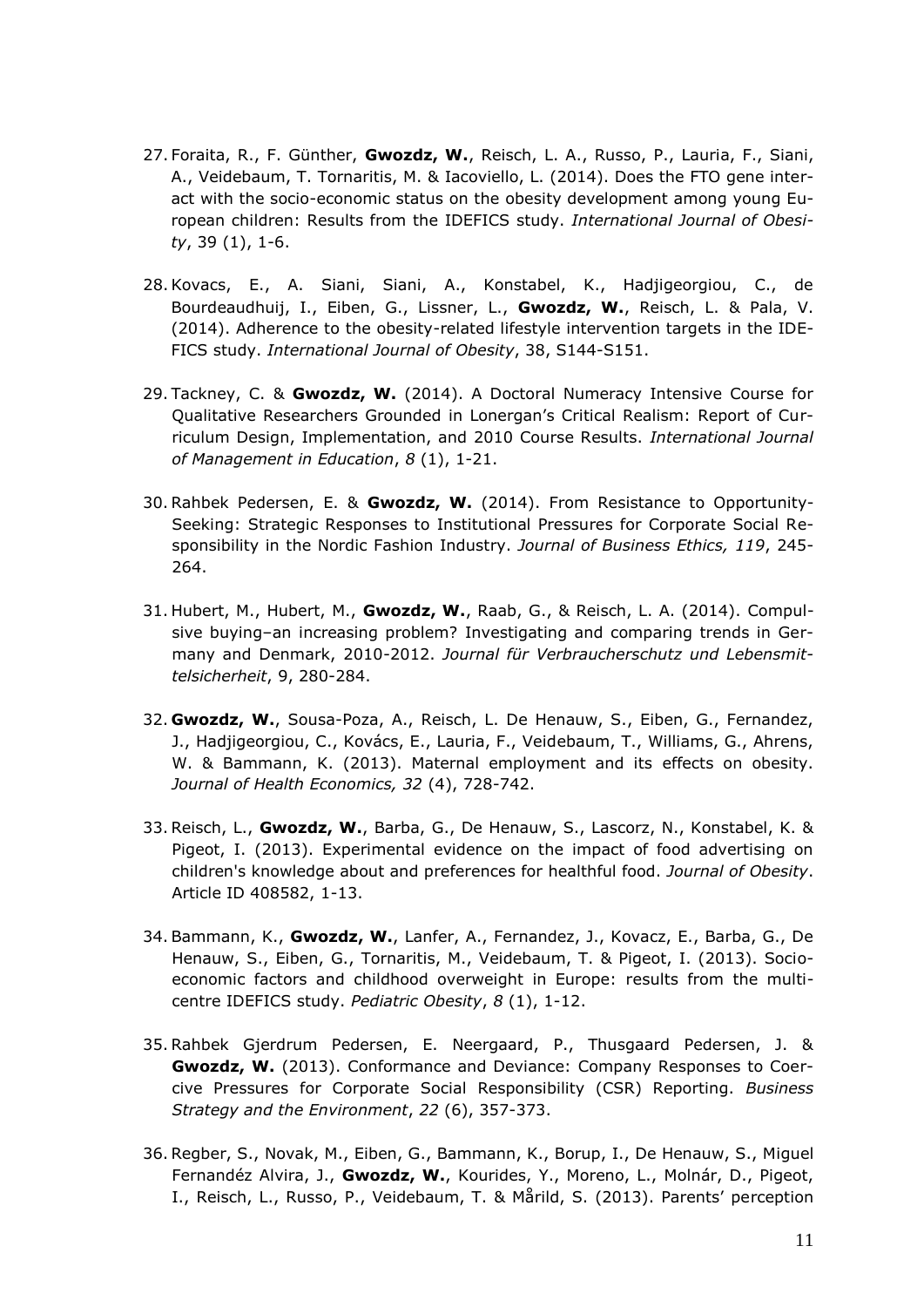27. Foraita, R., F. Günther, **Gwozdz, W.**, Reisch, L. A., Russo, P., Lauria, F., Siani, A., Veidebaum, T. Tornaritis, M. & Iacoviello, L. (2014). Does the FTO gene interact with the socio-economic status on the obesity development among young European children: Results from the IDEFICS study. *International Journal of Obesity*, 39 (1), 1-6.

28. Kovacs, E., A. Siani, Siani, A., Konstabel, K., Hadjigeorgiou, C., de Bourdeaudhuij, I., Eiben, G., Lissner, L., **Gwozdz, W.**, Reisch, L. & Pala, V. (2014). Adherence to the obesity-related lifestyle intervention targets in the IDEFICS study. *International Journal of Obesity*, 38, S144-S151.

29. Tackney, C. & **Gwozdz, W.** (2014). A Doctoral Numeracy Intensive Course for Qualitative Researchers Grounded in Lonergan's Critical Realism: Report of Curriculum Design, Implementation, and 2010 Course Results. *International Journal of Management in Education*, *8* (1), 1-21.

30. Rahbek Pedersen, E. & **Gwozdz, W.** (2014). From Resistance to Opportunity-Seeking: Strategic Responses to Institutional Pressures for Corporate Social Responsibility in the Nordic Fashion Industry. *Journal of Business Ethics, 119*, 245-264.

31. Hubert, M., Hubert, M., **Gwozdz, W.**, Raab, G., & Reisch, L. A. (2014). Compulsive buying–an increasing problem? Investigating and comparing trends in Germany and Denmark, 2010-2012. *Journal für Verbraucherschutz und Lebensmittelsicherheit*, 9, 280-284.

32. **Gwozdz, W.**, Sousa-Poza, A., Reisch, L. De Henauw, S., Eiben, G., Fernandez, J., Hadjigeorgiou, C., Kovács, E., Lauria, F., Veidebaum, T., Williams, G., Ahrens, W. & Bammann, K. (2013). Maternal employment and its effects on obesity. *Journal of Health Economics, 32* (4), 728-742.

33. Reisch, L., **Gwozdz, W.**, Barba, G., De Henauw, S., Lascorz, N., Konstabel, K. & Pigeot, I. (2013). Experimental evidence on the impact of food advertising on children's knowledge about and preferences for healthful food. *Journal of Obesity*. Article ID 408582, 1-13.

34. Bammann, K., **Gwozdz, W.**, Lanfer, A., Fernandez, J., Kovacz, E., Barba, G., De Henauw, S., Eiben, G., Tornaritis, M., Veidebaum, T. & Pigeot, I. (2013). Socioeconomic factors and childhood overweight in Europe: results from the multi-centre IDEFICS study. *Pediatric Obesity*, *8* (1), 1-12.

35. Rahbek Gjerdrum Pedersen, E. Neergaard, P., Thusgaard Pedersen, J. & **Gwozdz, W.** (2013). Conformance and Deviance: Company Responses to Coercive Pressures for Corporate Social Responsibility (CSR) Reporting. *Business Strategy and the Environment*, *22* (6), 357-373.

36. Regber, S., Novak, M., Eiben, G., Bammann, K., Borup, I., De Henauw, S., Miguel Fernandéz Alvira, J., **Gwozdz, W.**, Kourides, Y., Moreno, L., Molnár, D., Pigeot, I., Reisch, L., Russo, P., Veidebaum, T. & Mårild, S. (2013). Parents' perception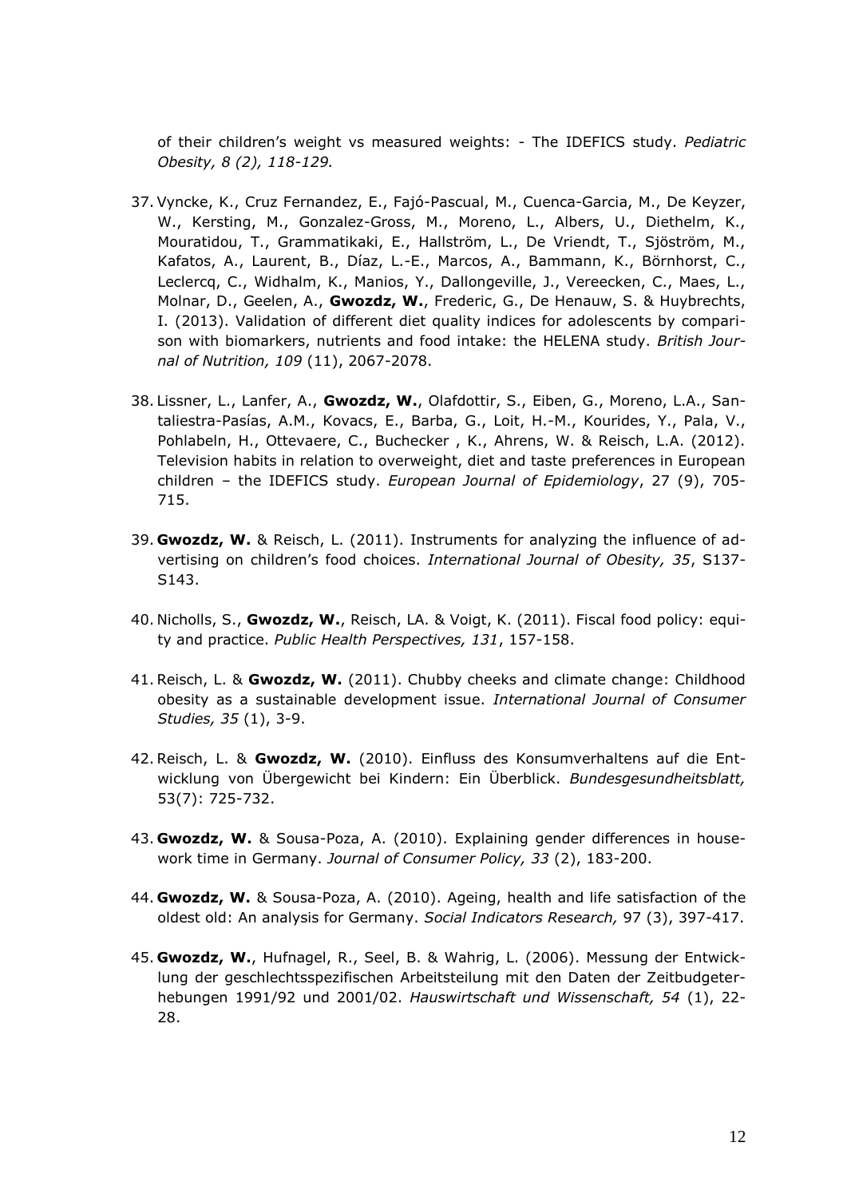of their children's weight vs measured weights: - The IDEFICS study. *Pediatric Obesity, 8 (2), 118-129.*

37. Vyncke, K., Cruz Fernandez, E., Fajó-Pascual, M., Cuenca-Garcia, M., De Keyzer, W., Kersting, M., Gonzalez-Gross, M., Moreno, L., Albers, U., Diethelm, K., Mouratidou, T., Grammatikaki, E., Hallström, L., De Vriendt, T., Sjöström, M., Kafatos, A., Laurent, B., Díaz, L.-E., Marcos, A., Bammann, K., Börnhorst, C., Leclercq, C., Widhalm, K., Manios, Y., Dallongeville, J., Vereecken, C., Maes, L., Molnar, D., Geelen, A., **Gwozdz, W.**, Frederic, G., De Henauw, S. & Huybrechts, I. (2013). Validation of different diet quality indices for adolescents by comparison with biomarkers, nutrients and food intake: the HELENA study. *British Journal of Nutrition, 109* (11), 2067-2078.

38. Lissner, L., Lanfer, A., **Gwozdz, W.**, Olafdottir, S., Eiben, G., Moreno, L.A., Santaliestra-Pasías, A.M., Kovacs, E., Barba, G., Loit, H.-M., Kourides, Y., Pala, V., Pohlabeln, H., Ottevaere, C., Buchecker , K., Ahrens, W. & Reisch, L.A. (2012). Television habits in relation to overweight, diet and taste preferences in European children – the IDEFICS study. *European Journal of Epidemiology*, 27 (9), 705-715.

39. **Gwozdz, W.** & Reisch, L. (2011). Instruments for analyzing the influence of advertising on children's food choices. *International Journal of Obesity, 35*, S137-S143.

40. Nicholls, S., **Gwozdz, W.**, Reisch, LA. & Voigt, K. (2011). Fiscal food policy: equity and practice. *Public Health Perspectives, 131*, 157-158.

41. Reisch, L. & **Gwozdz, W.** (2011). Chubby cheeks and climate change: Childhood obesity as a sustainable development issue. *International Journal of Consumer Studies, 35* (1), 3-9.

42. Reisch, L. & **Gwozdz, W.** (2010). Einfluss des Konsumverhaltens auf die Entwicklung von Übergewicht bei Kindern: Ein Überblick. *Bundesgesundheitsblatt,* 53(7): 725-732.

43. **Gwozdz, W.** & Sousa-Poza, A. (2010). Explaining gender differences in housework time in Germany. *Journal of Consumer Policy, 33* (2), 183-200.

44. **Gwozdz, W.** & Sousa-Poza, A. (2010). Ageing, health and life satisfaction of the oldest old: An analysis for Germany. *Social Indicators Research,* 97 (3), 397-417.

45. **Gwozdz, W.**, Hufnagel, R., Seel, B. & Wahrig, L. (2006). Messung der Entwicklung der geschlechtsspezifischen Arbeitsteilung mit den Daten der Zeitbudgeterhebungen 1991/92 und 2001/02. *Hauswirtschaft und Wissenschaft, 54* (1), 22-28.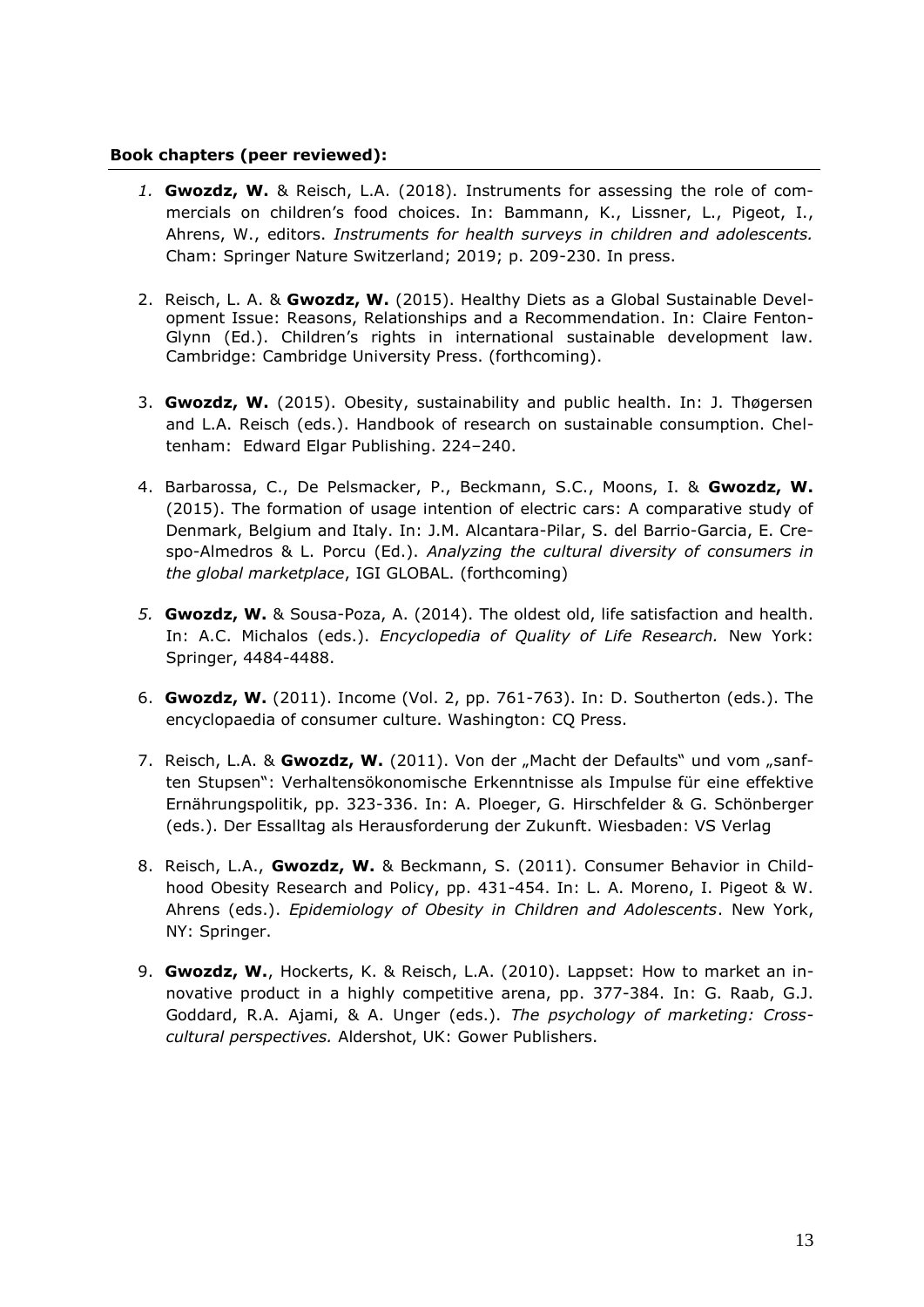**Book chapters (peer reviewed):**

1. **Gwozdz, W.** & Reisch, L.A. (2018). Instruments for assessing the role of commercials on children's food choices. In: Bammann, K., Lissner, L., Pigeot, I., Ahrens, W., editors. *Instruments for health surveys in children and adolescents.* Cham: Springer Nature Switzerland; 2019; p. 209-230. In press.

2. Reisch, L. A. & **Gwozdz, W.** (2015). Healthy Diets as a Global Sustainable Development Issue: Reasons, Relationships and a Recommendation. In: Claire Fenton-Glynn (Ed.). Children's rights in international sustainable development law. Cambridge: Cambridge University Press. (forthcoming).

3. **Gwozdz, W.** (2015). Obesity, sustainability and public health. In: J. Thøgersen and L.A. Reisch (eds.). Handbook of research on sustainable consumption. Cheltenham: Edward Elgar Publishing. 224–240.

4. Barbarossa, C., De Pelsmacker, P., Beckmann, S.C., Moons, I. & **Gwozdz, W.** (2015). The formation of usage intention of electric cars: A comparative study of Denmark, Belgium and Italy. In: J.M. Alcantara-Pilar, S. del Barrio-Garcia, E. Crespo-Almedros & L. Porcu (Ed.). *Analyzing the cultural diversity of consumers in the global marketplace*, IGI GLOBAL. (forthcoming)

5. **Gwozdz, W.** & Sousa-Poza, A. (2014). The oldest old, life satisfaction and health. In: A.C. Michalos (eds.). *Encyclopedia of Quality of Life Research.* New York: Springer, 4484-4488.

6. **Gwozdz, W.** (2011). Income (Vol. 2, pp. 761-763). In: D. Southerton (eds.). The encyclopaedia of consumer culture. Washington: CQ Press.

7. Reisch, L.A. & **Gwozdz, W.** (2011). Von der „Macht der Defaults" und vom „sanften Stupsen": Verhaltensökonomische Erkenntnisse als Impulse für eine effektive Ernährungspolitik, pp. 323-336. In: A. Ploeger, G. Hirschfelder & G. Schönberger (eds.). Der Essalltag als Herausforderung der Zukunft. Wiesbaden: VS Verlag

8. Reisch, L.A., **Gwozdz, W.** & Beckmann, S. (2011). Consumer Behavior in Childhood Obesity Research and Policy, pp. 431-454. In: L. A. Moreno, I. Pigeot & W. Ahrens (eds.). *Epidemiology of Obesity in Children and Adolescents*. New York, NY: Springer.

9. **Gwozdz, W.**, Hockerts, K. & Reisch, L.A. (2010). Lappset: How to market an innovative product in a highly competitive arena, pp. 377-384. In: G. Raab, G.J. Goddard, R.A. Ajami, & A. Unger (eds.). *The psychology of marketing: Cross-cultural perspectives.* Aldershot, UK: Gower Publishers.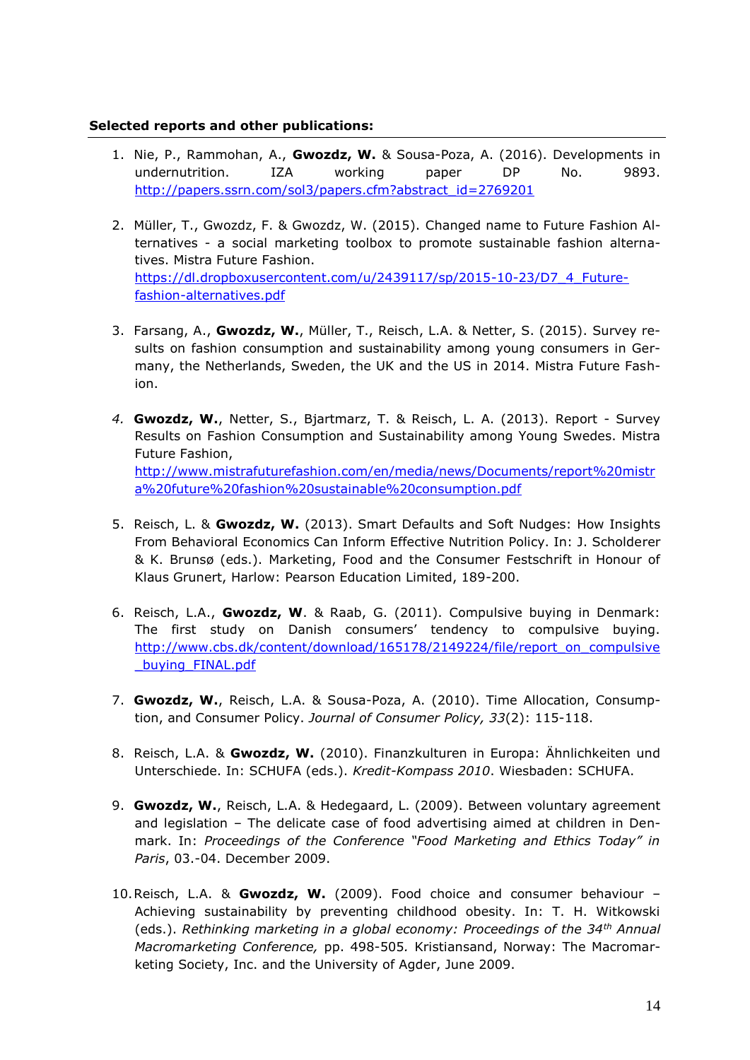**Selected reports and other publications:**

1. Nie, P., Rammohan, A., **Gwozdz, W.** & Sousa-Poza, A. (2016). Developments in undernutrition. IZA working paper DP No. 9893. http://papers.ssrn.com/sol3/papers.cfm?abstract_id=2769201

2. Müller, T., Gwozdz, F. & Gwozdz, W. (2015). Changed name to Future Fashion Alternatives - a social marketing toolbox to promote sustainable fashion alternatives. Mistra Future Fashion. https://dl.dropboxusercontent.com/u/2439117/sp/2015-10-23/D7_4_Future-fashion-alternatives.pdf

3. Farsang, A., **Gwozdz, W.**, Müller, T., Reisch, L.A. & Netter, S. (2015). Survey results on fashion consumption and sustainability among young consumers in Germany, the Netherlands, Sweden, the UK and the US in 2014. Mistra Future Fashion.

4. **Gwozdz, W.**, Netter, S., Bjartmarz, T. & Reisch, L. A. (2013). Report - Survey Results on Fashion Consumption and Sustainability among Young Swedes. Mistra Future Fashion, http://www.mistrafuturefashion.com/en/media/news/Documents/report%20mistra%20future%20fashion%20sustainable%20consumption.pdf

5. Reisch, L. & **Gwozdz, W.** (2013). Smart Defaults and Soft Nudges: How Insights From Behavioral Economics Can Inform Effective Nutrition Policy. In: J. Scholderer & K. Brunsø (eds.). Marketing, Food and the Consumer Festschrift in Honour of Klaus Grunert, Harlow: Pearson Education Limited, 189-200.

6. Reisch, L.A., **Gwozdz, W**. & Raab, G. (2011). Compulsive buying in Denmark: The first study on Danish consumers' tendency to compulsive buying. http://www.cbs.dk/content/download/165178/2149224/file/report_on_compulsive_buying_FINAL.pdf

7. **Gwozdz, W.**, Reisch, L.A. & Sousa-Poza, A. (2010). Time Allocation, Consumption, and Consumer Policy. *Journal of Consumer Policy, 33*(2): 115-118.

8. Reisch, L.A. & **Gwozdz, W.** (2010). Finanzkulturen in Europa: Ähnlichkeiten und Unterschiede. In: SCHUFA (eds.). *Kredit-Kompass 2010*. Wiesbaden: SCHUFA.

9. **Gwozdz, W.**, Reisch, L.A. & Hedegaard, L. (2009). Between voluntary agreement and legislation – The delicate case of food advertising aimed at children in Denmark. In: *Proceedings of the Conference "Food Marketing and Ethics Today" in Paris*, 03.-04. December 2009.

10. Reisch, L.A. & **Gwozdz, W.** (2009). Food choice and consumer behaviour – Achieving sustainability by preventing childhood obesity. In: T. H. Witkowski (eds.). *Rethinking marketing in a global economy: Proceedings of the 34th Annual Macromarketing Conference,* pp. 498-505*.* Kristiansand, Norway: The Macromarketing Society, Inc. and the University of Agder, June 2009.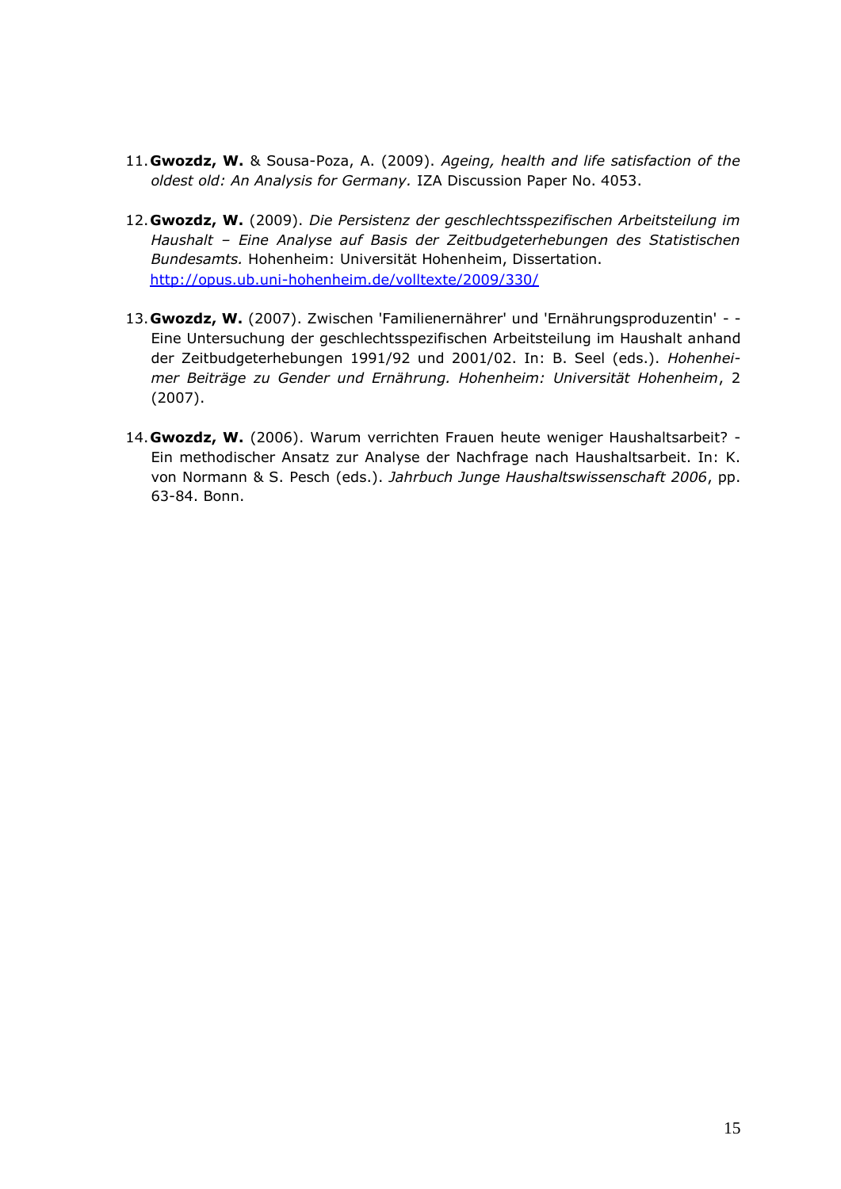11. **Gwozdz, W.** & Sousa-Poza, A. (2009). *Ageing, health and life satisfaction of the oldest old: An Analysis for Germany.* IZA Discussion Paper No. 4053.

12. **Gwozdz, W.** (2009). *Die Persistenz der geschlechtsspezifischen Arbeitsteilung im Haushalt – Eine Analyse auf Basis der Zeitbudgeterhebungen des Statistischen Bundesamts.* Hohenheim: Universität Hohenheim, Dissertation. http://opus.ub.uni-hohenheim.de/volltexte/2009/330/

13. **Gwozdz, W.** (2007). Zwischen 'Familienernährer' und 'Ernährungsproduzentin' - - Eine Untersuchung der geschlechtsspezifischen Arbeitsteilung im Haushalt anhand der Zeitbudgeterhebungen 1991/92 und 2001/02. In: B. Seel (eds.). *Hohenheimer Beiträge zu Gender und Ernährung. Hohenheim: Universität Hohenheim*, 2 (2007).

14. **Gwozdz, W.** (2006). Warum verrichten Frauen heute weniger Haushaltsarbeit? - Ein methodischer Ansatz zur Analyse der Nachfrage nach Haushaltsarbeit. In: K. von Normann & S. Pesch (eds.). *Jahrbuch Junge Haushaltswissenschaft 2006*, pp. 63-84. Bonn.